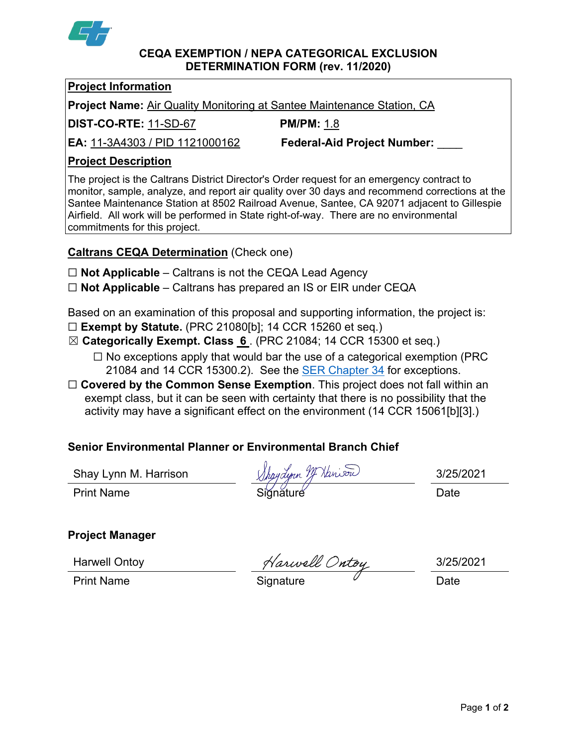# CEQA EXEMPTION / NEPA CATEGORICAL EXCLUSION DETERMINATION FORM (rev. 11/2020)

## Project Information

**Project Name:** Air Quality Monitoring at Santee Maintenance Station, CA

**DIST-CO-RTE:** 11-SD-67 **PM/PM:** 1.8

**EA:** 11-3A4303 / PID 1121000162 **Federal-Aid Project Number:** ____

## Project Description

The project is the Caltrans District Director's Order request for an emergency contract to monitor, sample, analyze, and report air quality over 30 days and recommend corrections at the Santee Maintenance Station at 8502 Railroad Avenue, Santee, CA 92071 adjacent to Gillespie Airfield. All work will be performed in State right-of-way. There are no environmental commitments for this project.

## Caltrans CEQA Determination (Check one)

☐ **Not Applicable** – Caltrans is not the CEQA Lead Agency

☐ **Not Applicable** – Caltrans has prepared an IS or EIR under CEQA

Based on an examination of this proposal and supporting information, the project is:

☐ **Exempt by Statute.** (PRC 21080[b]; 14 CCR 15260 et seq.)

☒ **Categorically Exempt. Class 6.** (PRC 21084; 14 CCR 15300 et seq.)

☐ No exceptions apply that would bar the use of a categorical exemption (PRC 21084 and 14 CCR 15300.2). See the SER Chapter 34 for exceptions.

☐ **Covered by the Common Sense Exemption**. This project does not fall within an exempt class, but it can be seen with certainty that there is no possibility that the activity may have a significant effect on the environment (14 CCR 15061[b][3].)

### Senior Environmental Planner or Environmental Branch Chief

| Print Name | Signature | Date |
|---|---|---|
| Shay Lynn M. Harrison | Shay Lynn M. Harrison | 3/25/2021 |

### Project Manager

| Print Name | Signature | Date |
|---|---|---|
| Harwell Ontoy | Harwell Ontoy | 3/25/2021 |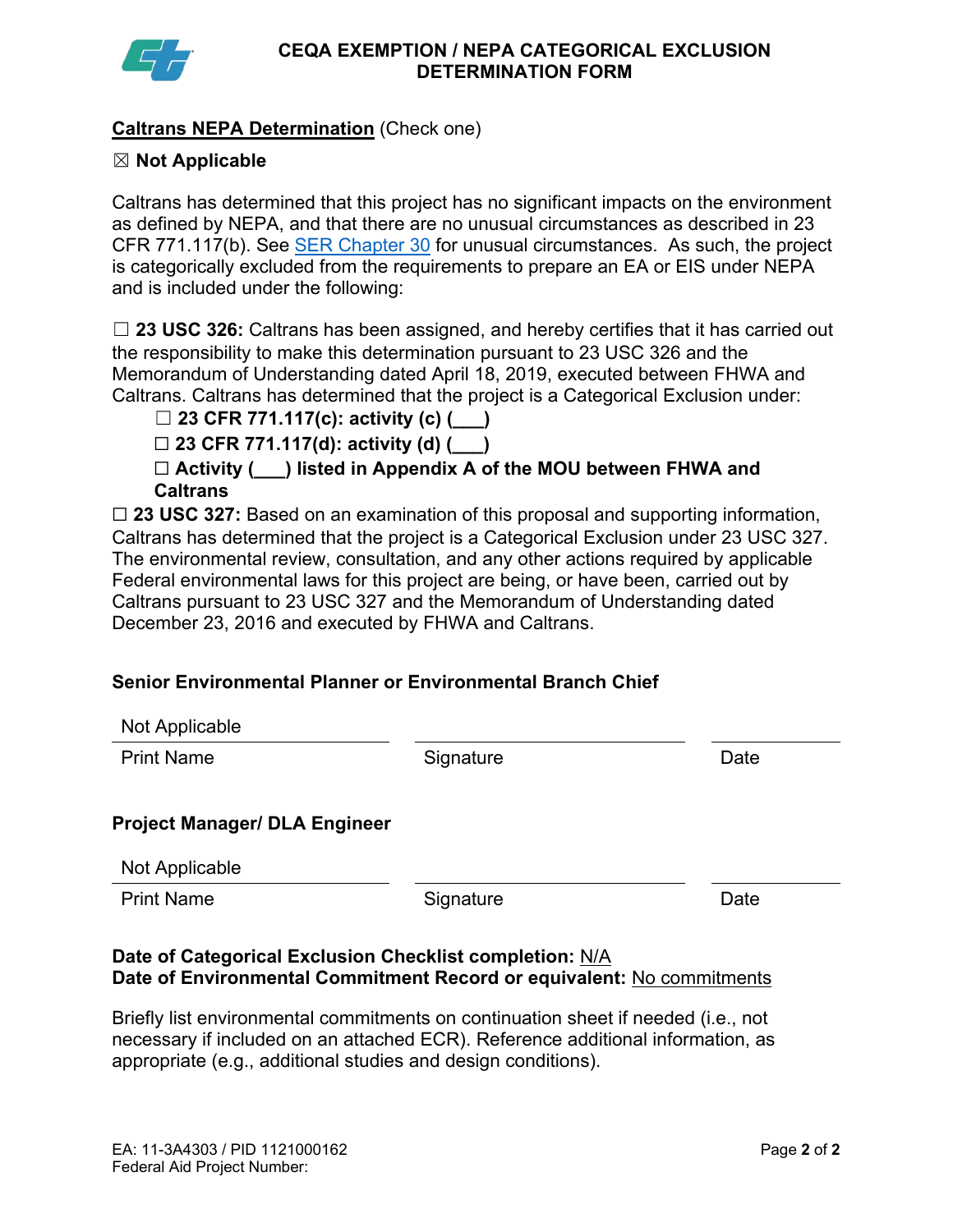# CEQA EXEMPTION / NEPA CATEGORICAL EXCLUSION DETERMINATION FORM

**Caltrans NEPA Determination** (Check one)

☒ **Not Applicable**

Caltrans has determined that this project has no significant impacts on the environment as defined by NEPA, and that there are no unusual circumstances as described in 23 CFR 771.117(b). See SER Chapter 30 for unusual circumstances. As such, the project is categorically excluded from the requirements to prepare an EA or EIS under NEPA and is included under the following:

☐ **23 USC 326:** Caltrans has been assigned, and hereby certifies that it has carried out the responsibility to make this determination pursuant to 23 USC 326 and the Memorandum of Understanding dated April 18, 2019, executed between FHWA and Caltrans. Caltrans has determined that the project is a Categorical Exclusion under:

- ☐ **23 CFR 771.117(c): activity (c) (___)**
- ☐ **23 CFR 771.117(d): activity (d) (___)**
- ☐ **Activity (___) listed in Appendix A of the MOU between FHWA and Caltrans**

☐ **23 USC 327:** Based on an examination of this proposal and supporting information, Caltrans has determined that the project is a Categorical Exclusion under 23 USC 327. The environmental review, consultation, and any other actions required by applicable Federal environmental laws for this project are being, or have been, carried out by Caltrans pursuant to 23 USC 327 and the Memorandum of Understanding dated December 23, 2016 and executed by FHWA and Caltrans.

**Senior Environmental Planner or Environmental Branch Chief**

| Not Applicable | | |
|---|---|---|
| Print Name | Signature | Date |

**Project Manager/ DLA Engineer**

| Not Applicable | | |
|---|---|---|
| Print Name | Signature | Date |

**Date of Categorical Exclusion Checklist completion:** N/A
**Date of Environmental Commitment Record or equivalent:** No commitments

Briefly list environmental commitments on continuation sheet if needed (i.e., not necessary if included on an attached ECR). Reference additional information, as appropriate (e.g., additional studies and design conditions).

EA: 11-3A4303 / PID 1121000162
Federal Aid Project Number: